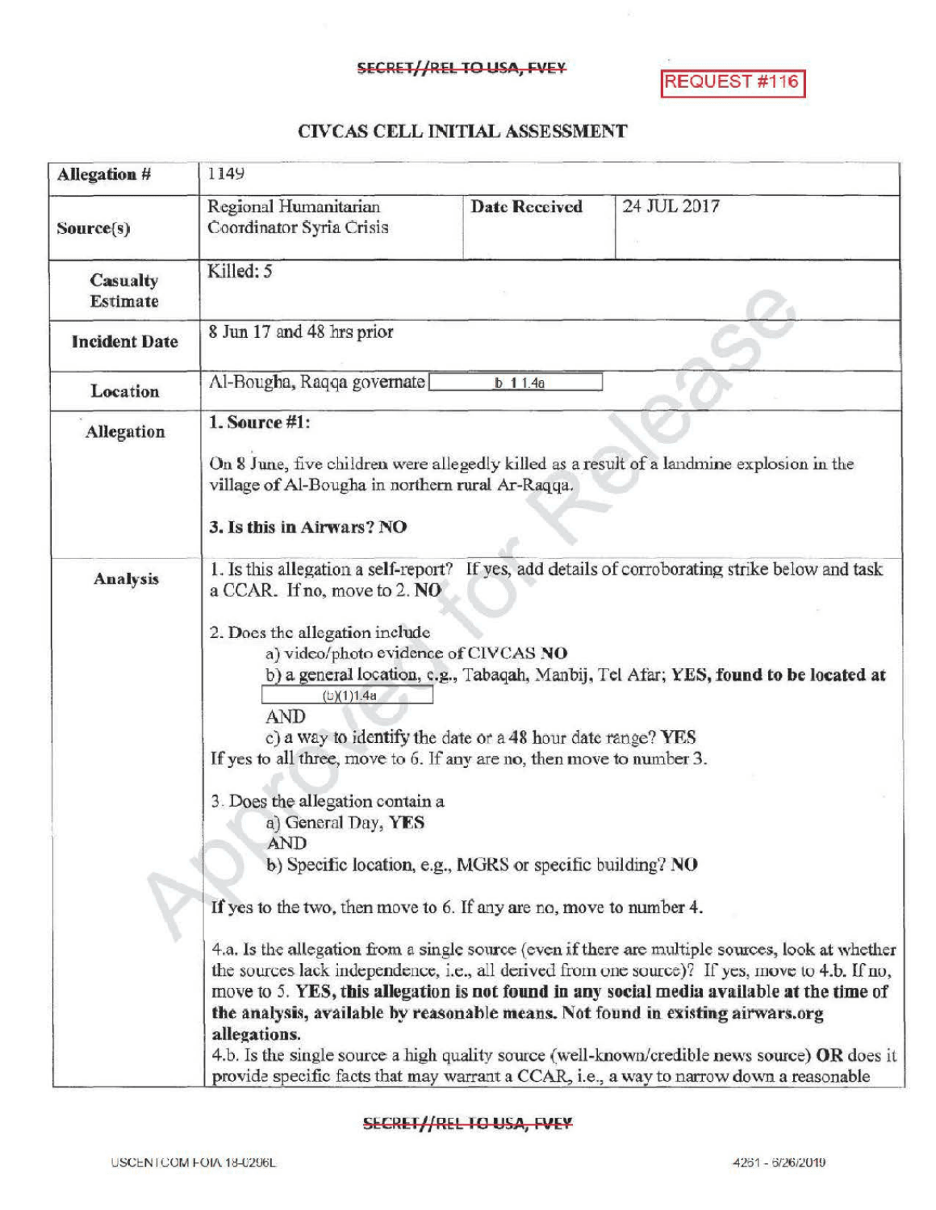SECRET//REL TO USA, FVEY

REQUEST #116

# CIVCAS CELL INITIAL ASSESSMENT

| **Allegation #** | 1149 | | |
|---|---|---|---|
| **Source(s)** | Regional Humanitarian Coordinator Syria Crisis | **Date Received** | 24 JUL 2017 |
| **Casualty Estimate** | Killed: 5 | | |
| **Incident Date** | 8 Jun 17 and 48 hrs prior | | |
| **Location** | Al-Bougha, Raqqa governate [b 1 1.4a] | | |
| **Allegation** | **1. Source #1:**<br><br>On 8 June, five children were allegedly killed as a result of a landmine explosion in the village of Al-Bougha in northern rural Ar-Raqqa.<br><br>**3. Is this in Airwars? NO** | | |
| **Analysis** | 1. Is this allegation a self-report? If yes, add details of corroborating strike below and task a CCAR. If no, move to 2. **NO**<br><br>2. Does the allegation include<br>a) video/photo evidence of CIVCAS **NO**<br>b) a general location, e.g., Tabaqah, Manbij, Tel Afar; **YES, found to be located at** [(b)(1)1.4a]<br>AND<br>c) a way to identify the date or a 48 hour date range? **YES**<br>If yes to all three, move to 6. If any are no, then move to number 3.<br><br>3. Does the allegation contain a<br>a) General Day, **YES**<br>AND<br>b) Specific location, e.g., MGRS or specific building? **NO**<br><br>If yes to the two, then move to 6. If any are no, move to number 4.<br><br>4.a. Is the allegation from a single source (even if there are multiple sources, look at whether the sources lack independence, i.e., all derived from one source)? If yes, move to 4.b. If no, move to 5. **YES, this allegation is not found in any social media available at the time of the analysis, available by reasonable means. Not found in existing airwars.org allegations.**<br>4.b. Is the single source a high quality source (well-known/credible news source) **OR** does it provide specific facts that may warrant a CCAR, i.e., a way to narrow down a reasonable | | |

SECRET//REL TO USA, FVEY

USCENTCOM FOIA 18-0296L 4261 - 6/26/2019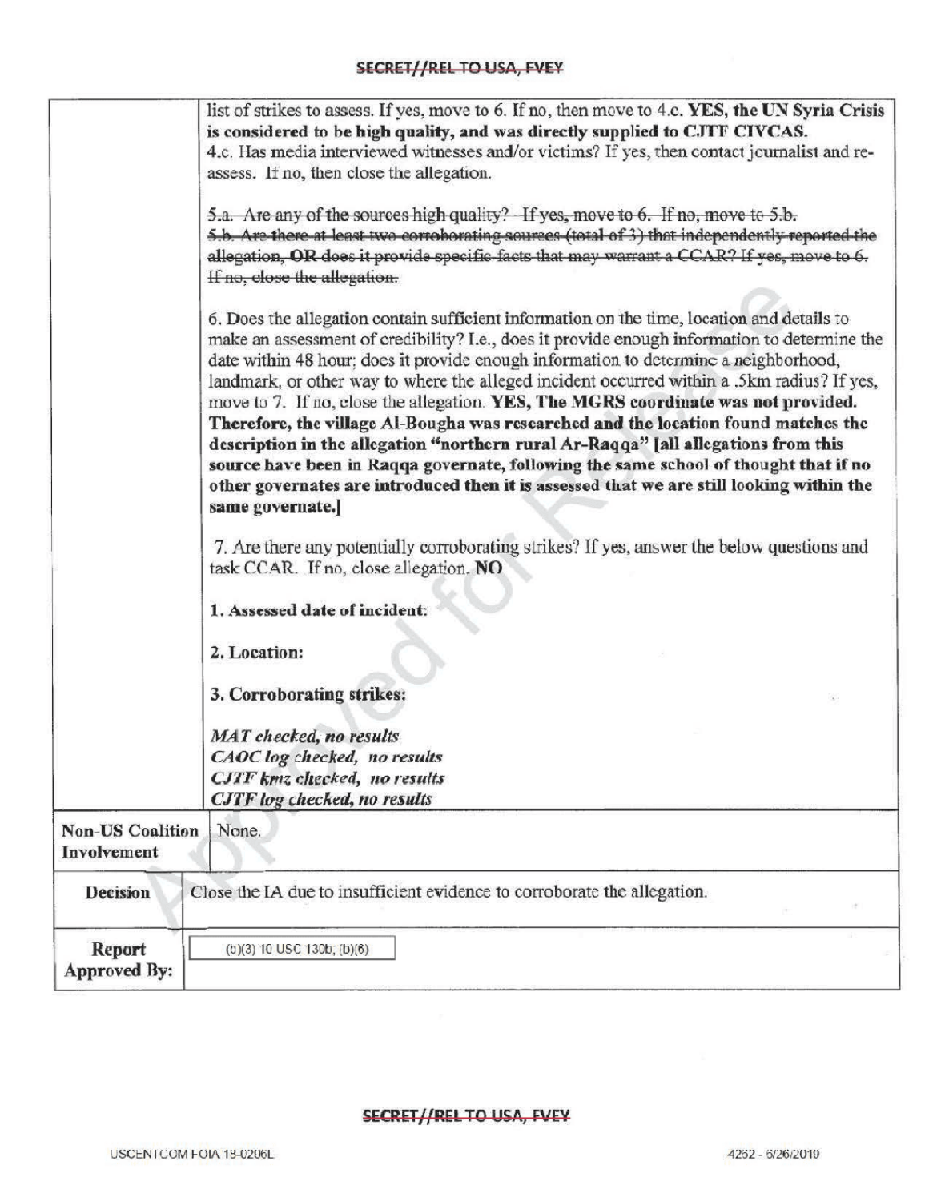| | |
|---|---|
| | list of strikes to assess. If yes, move to 6. If no, then move to 4.c. **YES, the UN Syria Crisis is considered to be high quality, and was directly supplied to CJTF CIVCAS.**<br>4.c. Has media interviewed witnesses and/or victims? If yes, then contact journalist and re-assess. If no, then close the allegation.<br><br>~~5.a. Are any of the sources high quality? If yes, move to 6. If no, move to 5.b.~~<br>~~5.b. Are there at least two corroborating sources (total of 3) that independently reported the allegation, **OR** does it provide specific facts that may warrant a CCAR? If yes, move to 6. If no, close the allegation.~~<br><br>6. Does the allegation contain sufficient information on the time, location and details to make an assessment of credibility? I.e., does it provide enough information to determine the date within 48 hour; does it provide enough information to determine a neighborhood, landmark, or other way to where the alleged incident occurred within a .5km radius? If yes, move to 7. If no, close the allegation. **YES, The MGRS coordinate was not provided. Therefore, the village Al-Bougha was researched and the location found matches the description in the allegation "northern rural Ar-Raqqa" [all allegations from this source have been in Raqqa governate, following the same school of thought that if no other governates are introduced then it is assessed that we are still looking within the same governate.]**<br><br>7. Are there any potentially corroborating strikes? If yes, answer the below questions and task CCAR. If no, close allegation. **NO**<br><br>**1. Assessed date of incident:**<br><br>**2. Location:**<br><br>**3. Corroborating strikes:**<br><br>***MAT checked, no results***<br>***CAOC log checked, no results***<br>***CJTF kmz checked, no results***<br>***CJTF log checked, no results*** |
| **Non-US Coalition Involvement** | None. |
| **Decision** | Close the IA due to insufficient evidence to corroborate the allegation. |
| **Report Approved By:** | (b)(3) 10 USC 130b; (b)(6) |